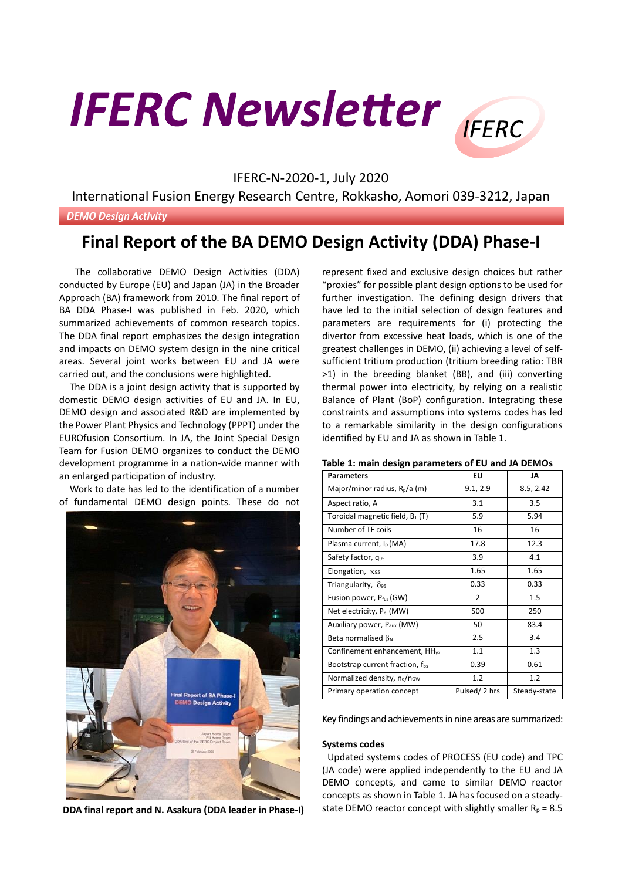# IFERC Newsletter

IFERC-N-2020-1, July 2020

International Fusion Energy Research Centre, Rokkasho, Aomori 039-3212, Japan

*DEMO Design Activity*

## Final Report of the BA DEMO Design Activity (DDA) Phase-I

The collaborative DEMO Design Activities (DDA) conducted by Europe (EU) and Japan (JA) in the Broader Approach (BA) framework from 2010. The final report of BA DDA Phase-I was published in Feb. 2020, which summarized achievements of common research topics. The DDA final report emphasizes the design integration and impacts on DEMO system design in the nine critical areas. Several joint works between EU and JA were carried out, and the conclusions were highlighted.

The DDA is a joint design activity that is supported by domestic DEMO design activities of EU and JA. In EU, DEMO design and associated R&D are implemented by the Power Plant Physics and Technology (PPPT) under the EUROfusion Consortium. In JA, the Joint Special Design Team for Fusion DEMO organizes to conduct the DEMO development programme in a nation-wide manner with an enlarged participation of industry.

Work to date has led to the identification of a number of fundamental DEMO design points. These do not represent fixed and exclusive design choices but rather "proxies" for possible plant design options to be used for further investigation. The defining design drivers that have led to the initial selection of design features and parameters are requirements for (i) protecting the divertor from excessive heat loads, which is one of the greatest challenges in DEMO, (ii) achieving a level of self-sufficient tritium production (tritium breeding ratio: TBR >1) in the breeding blanket (BB), and (iii) converting thermal power into electricity, by relying on a realistic Balance of Plant (BoP) configuration. Integrating these constraints and assumptions into systems codes has led to a remarkable similarity in the design configurations identified by EU and JA as shown in Table 1.

DDA final report and N. Asakura (DDA leader in Phase-I)

**Table 1: main design parameters of EU and JA DEMOs**

| Parameters | EU | JA |
|---|---|---|
| Major/minor radius, $R_p/a$ (m) | 9.1, 2.9 | 8.5, 2.42 |
| Aspect ratio, A | 3.1 | 3.5 |
| Toroidal magnetic field, $B_T$ (T) | 5.9 | 5.94 |
| Number of TF coils | 16 | 16 |
| Plasma current, $I_p$ (MA) | 17.8 | 12.3 |
| Safety factor, $q_{95}$ | 3.9 | 4.1 |
| Elongation, $\kappa_{95}$ | 1.65 | 1.65 |
| Triangularity, $\delta_{95}$ | 0.33 | 0.33 |
| Fusion power, $P_{fus}$ (GW) | 2 | 1.5 |
| Net electricity, $P_{el}$ (MW) | 500 | 250 |
| Auxiliary power, $P_{aux}$ (MW) | 50 | 83.4 |
| Beta normalised $\beta_N$ | 2.5 | 3.4 |
| Confinement enhancement, $HH_{y2}$ | 1.1 | 1.3 |
| Bootstrap current fraction, $f_{bs}$ | 0.39 | 0.61 |
| Normalized density, $n_e/n_{GW}$ | 1.2 | 1.2 |
| Primary operation concept | Pulsed/ 2 hrs | Steady-state |

Key findings and achievements in nine areas are summarized:

**Systems codes**

Updated systems codes of PROCESS (EU code) and TPC (JA code) were applied independently to the EU and JA DEMO concepts, and came to similar DEMO reactor concepts as shown in Table 1. JA has focused on a steady-state DEMO reactor concept with slightly smaller $R_p$ = 8.5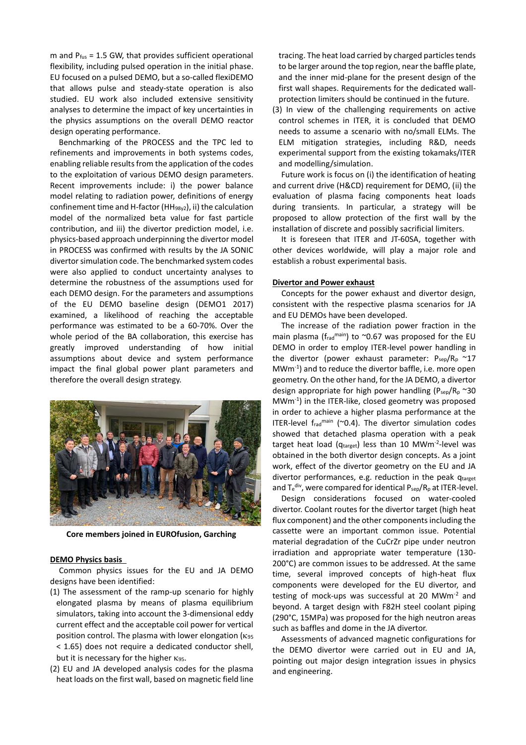m and $P_{fus}$ = 1.5 GW, that provides sufficient operational flexibility, including pulsed operation in the initial phase. EU focused on a pulsed DEMO, but a so-called flexiDEMO that allows pulse and steady-state operation is also studied. EU work also included extensive sensitivity analyses to determine the impact of key uncertainties in the physics assumptions on the overall DEMO reactor design operating performance.

Benchmarking of the PROCESS and the TPC led to refinements and improvements in both systems codes, enabling reliable results from the application of the codes to the exploitation of various DEMO design parameters. Recent improvements include: i) the power balance model relating to radiation power, definitions of energy confinement time and H-factor ($HH_{98y2}$), ii) the calculation model of the normalized beta value for fast particle contribution, and iii) the divertor prediction model, i.e. physics-based approach underpinning the divertor model in PROCESS was confirmed with results by the JA SONIC divertor simulation code. The benchmarked system codes were also applied to conduct uncertainty analyses to determine the robustness of the assumptions used for each DEMO design. For the parameters and assumptions of the EU DEMO baseline design (DEMO1 2017) examined, a likelihood of reaching the acceptable performance was estimated to be a 60-70%. Over the whole period of the BA collaboration, this exercise has greatly improved understanding of how initial assumptions about device and system performance impact the final global power plant parameters and therefore the overall design strategy.

**Core members joined in EUROfusion, Garching**

## DEMO Physics basis

Common physics issues for the EU and JA DEMO designs have been identified:

(1) The assessment of the ramp-up scenario for highly elongated plasma by means of plasma equilibrium simulators, taking into account the 3-dimensional eddy current effect and the acceptable coil power for vertical position control. The plasma with lower elongation ($\kappa_{95}$ < 1.65) does not require a dedicated conductor shell, but it is necessary for the higher $\kappa_{95}$.

(2) EU and JA developed analysis codes for the plasma heat loads on the first wall, based on magnetic field line tracing. The heat load carried by charged particles tends to be larger around the top region, near the baffle plate, and the inner mid-plane for the present design of the first wall shapes. Requirements for the dedicated wall-protection limiters should be continued in the future.

(3) In view of the challenging requirements on active control schemes in ITER, it is concluded that DEMO needs to assume a scenario with no/small ELMs. The ELM mitigation strategies, including R&D, needs experimental support from the existing tokamaks/ITER and modelling/simulation.

Future work is focus on (i) the identification of heating and current drive (H&CD) requirement for DEMO, (ii) the evaluation of plasma facing components heat loads during transients. In particular, a strategy will be proposed to allow protection of the first wall by the installation of discrete and possibly sacrificial limiters.

It is foreseen that ITER and JT-60SA, together with other devices worldwide, will play a major role and establish a robust experimental basis.

## Divertor and Power exhaust

Concepts for the power exhaust and divertor design, consistent with the respective plasma scenarios for JA and EU DEMOs have been developed.

The increase of the radiation power fraction in the main plasma ($f_{rad}^{main}$) to ~0.67 was proposed for the EU DEMO in order to employ ITER-level power handling in the divertor (power exhaust parameter: $P_{sep}/R_p$ ~17 $MWm^{-1}$) and to reduce the divertor baffle, i.e. more open geometry. On the other hand, for the JA DEMO, a divertor design appropriate for high power handling ($P_{sep}/R_p$ ~30 $MWm^{-1}$) in the ITER-like, closed geometry was proposed in order to achieve a higher plasma performance at the ITER-level $f_{rad}^{main}$ (~0.4). The divertor simulation codes showed that detached plasma operation with a peak target heat load ($q_{target}$) less than 10 $MWm^{-2}$-level was obtained in the both divertor design concepts. As a joint work, effect of the divertor geometry on the EU and JA divertor performances, e.g. reduction in the peak $q_{target}$ and $T_e^{div}$, were compared for identical $P_{sep}/R_p$ at ITER-level.

Design considerations focused on water-cooled divertor. Coolant routes for the divertor target (high heat flux component) and the other components including the cassette were an important common issue. Potential material degradation of the CuCrZr pipe under neutron irradiation and appropriate water temperature (130-200°C) are common issues to be addressed. At the same time, several improved concepts of high-heat flux components were developed for the EU divertor, and testing of mock-ups was successful at 20 $MWm^{-2}$ and beyond. A target design with F82H steel coolant piping (290°C, 15MPa) was proposed for the high neutron areas such as baffles and dome in the JA divertor.

Assessments of advanced magnetic configurations for the DEMO divertor were carried out in EU and JA, pointing out major design integration issues in physics and engineering.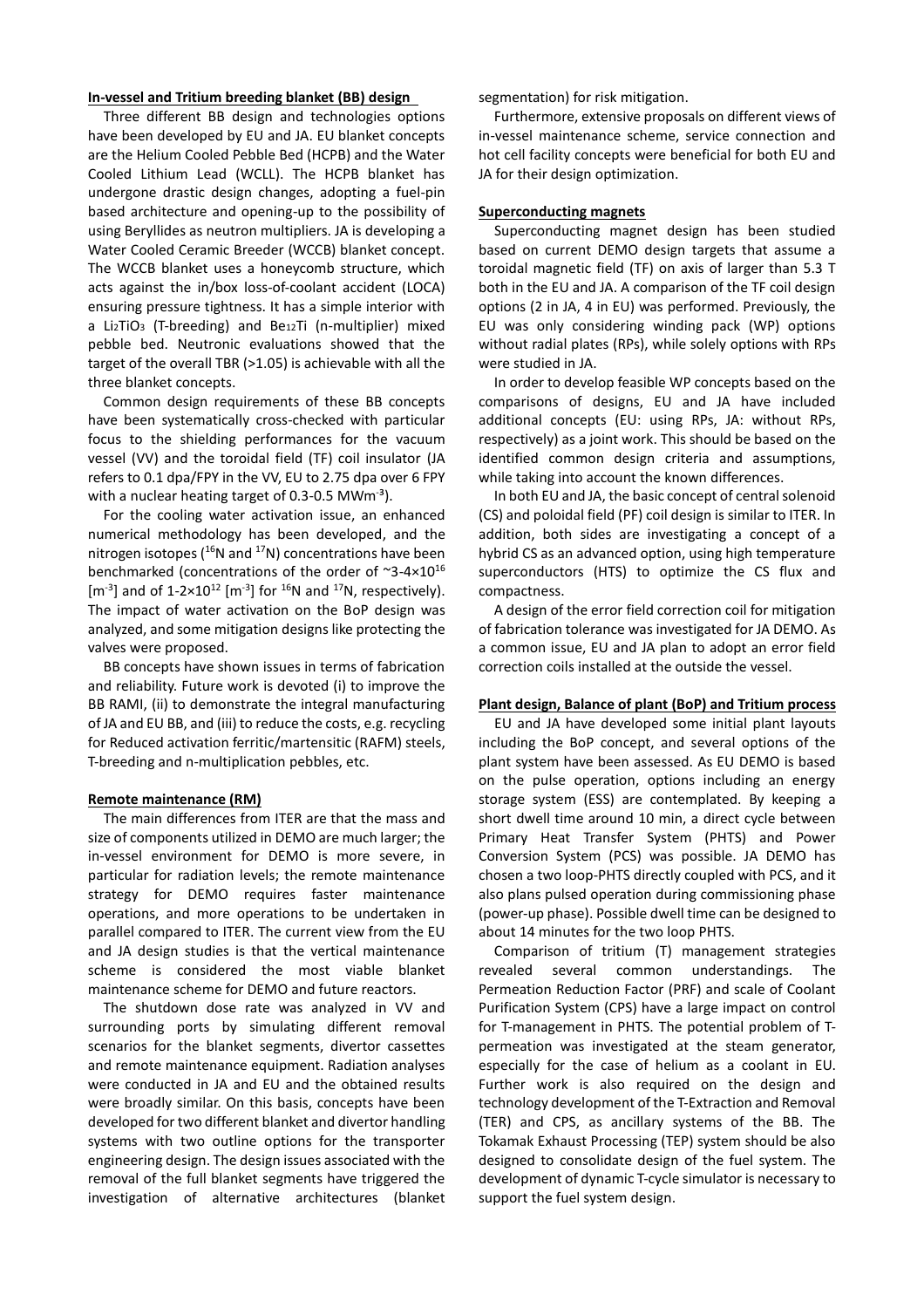## In-vessel and Tritium breeding blanket (BB) design

Three different BB design and technologies options have been developed by EU and JA. EU blanket concepts are the Helium Cooled Pebble Bed (HCPB) and the Water Cooled Lithium Lead (WCLL). The HCPB blanket has undergone drastic design changes, adopting a fuel-pin based architecture and opening-up to the possibility of using Beryllides as neutron multipliers. JA is developing a Water Cooled Ceramic Breeder (WCCB) blanket concept. The WCCB blanket uses a honeycomb structure, which acts against the in/box loss-of-coolant accident (LOCA) ensuring pressure tightness. It has a simple interior with a $Li_2TiO_3$ (T-breeding) and $Be_{12}Ti$ (n-multiplier) mixed pebble bed. Neutronic evaluations showed that the target of the overall TBR (>1.05) is achievable with all the three blanket concepts.

Common design requirements of these BB concepts have been systematically cross-checked with particular focus to the shielding performances for the vacuum vessel (VV) and the toroidal field (TF) coil insulator (JA refers to 0.1 dpa/FPY in the VV, EU to 2.75 dpa over 6 FPY with a nuclear heating target of 0.3-0.5 $MWm^{-3}$).

For the cooling water activation issue, an enhanced numerical methodology has been developed, and the nitrogen isotopes ($^{16}N$ and $^{17}N$) concentrations have been benchmarked (concentrations of the order of ~3-4×$10^{16}$ [$m^{-3}$] and of 1-2×$10^{12}$ [$m^{-3}$] for $^{16}N$ and $^{17}N$, respectively). The impact of water activation on the BoP design was analyzed, and some mitigation designs like protecting the valves were proposed.

BB concepts have shown issues in terms of fabrication and reliability. Future work is devoted (i) to improve the BB RAMI, (ii) to demonstrate the integral manufacturing of JA and EU BB, and (iii) to reduce the costs, e.g. recycling for Reduced activation ferritic/martensitic (RAFM) steels, T-breeding and n-multiplication pebbles, etc.

## Remote maintenance (RM)

The main differences from ITER are that the mass and size of components utilized in DEMO are much larger; the in-vessel environment for DEMO is more severe, in particular for radiation levels; the remote maintenance strategy for DEMO requires faster maintenance operations, and more operations to be undertaken in parallel compared to ITER. The current view from the EU and JA design studies is that the vertical maintenance scheme is considered the most viable blanket maintenance scheme for DEMO and future reactors.

The shutdown dose rate was analyzed in VV and surrounding ports by simulating different removal scenarios for the blanket segments, divertor cassettes and remote maintenance equipment. Radiation analyses were conducted in JA and EU and the obtained results were broadly similar. On this basis, concepts have been developed for two different blanket and divertor handling systems with two outline options for the transporter engineering design. The design issues associated with the removal of the full blanket segments have triggered the investigation of alternative architectures (blanket segmentation) for risk mitigation.

Furthermore, extensive proposals on different views of in-vessel maintenance scheme, service connection and hot cell facility concepts were beneficial for both EU and JA for their design optimization.

## Superconducting magnets

Superconducting magnet design has been studied based on current DEMO design targets that assume a toroidal magnetic field (TF) on axis of larger than 5.3 T both in the EU and JA. A comparison of the TF coil design options (2 in JA, 4 in EU) was performed. Previously, the EU was only considering winding pack (WP) options without radial plates (RPs), while solely options with RPs were studied in JA.

In order to develop feasible WP concepts based on the comparisons of designs, EU and JA have included additional concepts (EU: using RPs, JA: without RPs, respectively) as a joint work. This should be based on the identified common design criteria and assumptions, while taking into account the known differences.

In both EU and JA, the basic concept of central solenoid (CS) and poloidal field (PF) coil design is similar to ITER. In addition, both sides are investigating a concept of a hybrid CS as an advanced option, using high temperature superconductors (HTS) to optimize the CS flux and compactness.

A design of the error field correction coil for mitigation of fabrication tolerance was investigated for JA DEMO. As a common issue, EU and JA plan to adopt an error field correction coils installed at the outside the vessel.

## Plant design, Balance of plant (BoP) and Tritium process

EU and JA have developed some initial plant layouts including the BoP concept, and several options of the plant system have been assessed. As EU DEMO is based on the pulse operation, options including an energy storage system (ESS) are contemplated. By keeping a short dwell time around 10 min, a direct cycle between Primary Heat Transfer System (PHTS) and Power Conversion System (PCS) was possible. JA DEMO has chosen a two loop-PHTS directly coupled with PCS, and it also plans pulsed operation during commissioning phase (power-up phase). Possible dwell time can be designed to about 14 minutes for the two loop PHTS.

Comparison of tritium (T) management strategies revealed several common understandings. The Permeation Reduction Factor (PRF) and scale of Coolant Purification System (CPS) have a large impact on control for T-management in PHTS. The potential problem of T-permeation was investigated at the steam generator, especially for the case of helium as a coolant in EU. Further work is also required on the design and technology development of the T-Extraction and Removal (TER) and CPS, as ancillary systems of the BB. The Tokamak Exhaust Processing (TEP) system should be also designed to consolidate design of the fuel system. The development of dynamic T-cycle simulator is necessary to support the fuel system design.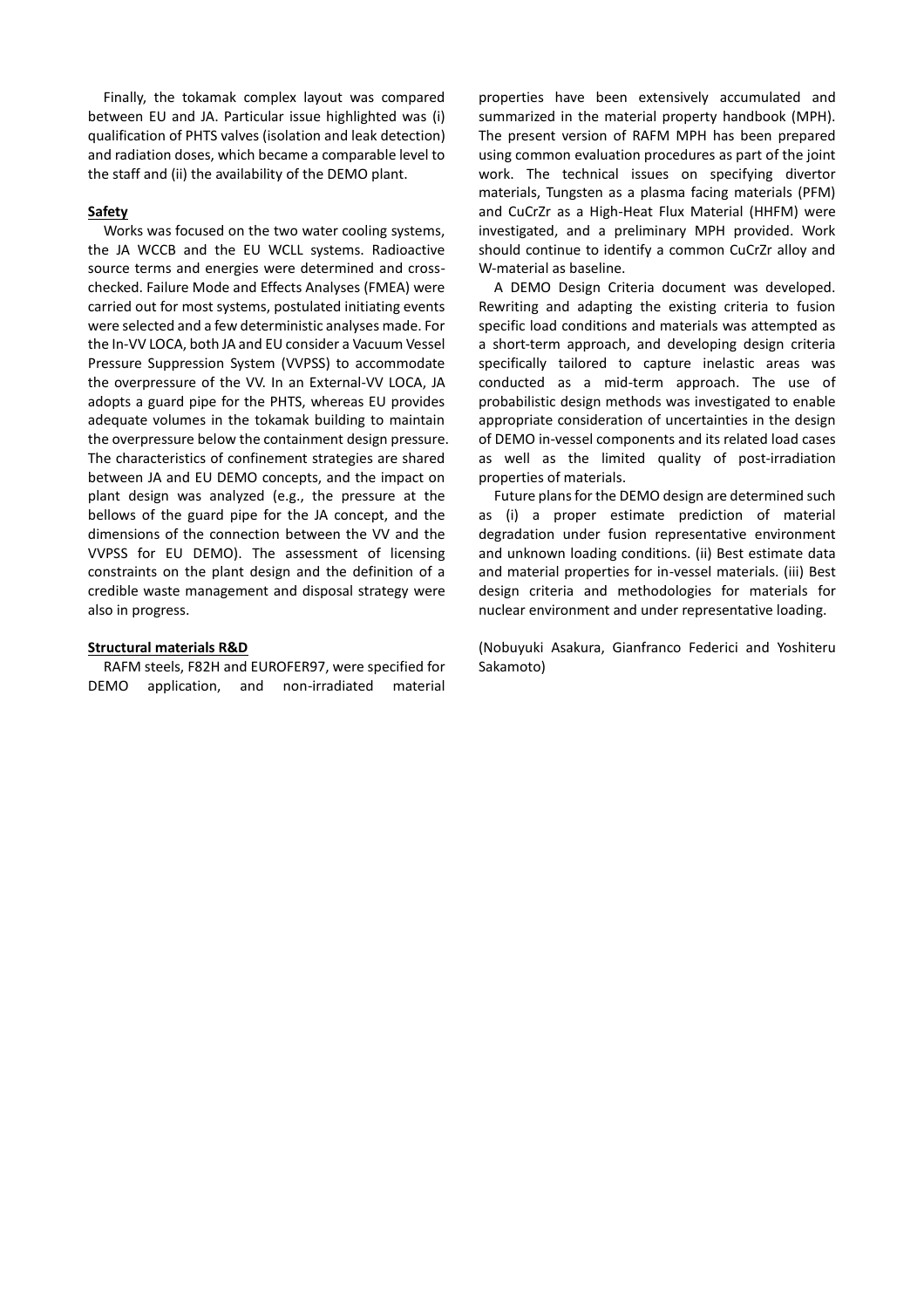Finally, the tokamak complex layout was compared between EU and JA. Particular issue highlighted was (i) qualification of PHTS valves (isolation and leak detection) and radiation doses, which became a comparable level to the staff and (ii) the availability of the DEMO plant.

**Safety**

Works was focused on the two water cooling systems, the JA WCCB and the EU WCLL systems. Radioactive source terms and energies were determined and cross-checked. Failure Mode and Effects Analyses (FMEA) were carried out for most systems, postulated initiating events were selected and a few deterministic analyses made. For the In-VV LOCA, both JA and EU consider a Vacuum Vessel Pressure Suppression System (VVPSS) to accommodate the overpressure of the VV. In an External-VV LOCA, JA adopts a guard pipe for the PHTS, whereas EU provides adequate volumes in the tokamak building to maintain the overpressure below the containment design pressure. The characteristics of confinement strategies are shared between JA and EU DEMO concepts, and the impact on plant design was analyzed (e.g., the pressure at the bellows of the guard pipe for the JA concept, and the dimensions of the connection between the VV and the VVPSS for EU DEMO). The assessment of licensing constraints on the plant design and the definition of a credible waste management and disposal strategy were also in progress.

**Structural materials R&D**

RAFM steels, F82H and EUROFER97, were specified for DEMO application, and non-irradiated material properties have been extensively accumulated and summarized in the material property handbook (MPH). The present version of RAFM MPH has been prepared using common evaluation procedures as part of the joint work. The technical issues on specifying divertor materials, Tungsten as a plasma facing materials (PFM) and CuCrZr as a High-Heat Flux Material (HHFM) were investigated, and a preliminary MPH provided. Work should continue to identify a common CuCrZr alloy and W-material as baseline.

A DEMO Design Criteria document was developed. Rewriting and adapting the existing criteria to fusion specific load conditions and materials was attempted as a short-term approach, and developing design criteria specifically tailored to capture inelastic areas was conducted as a mid-term approach. The use of probabilistic design methods was investigated to enable appropriate consideration of uncertainties in the design of DEMO in-vessel components and its related load cases as well as the limited quality of post-irradiation properties of materials.

Future plans for the DEMO design are determined such as (i) a proper estimate prediction of material degradation under fusion representative environment and unknown loading conditions. (ii) Best estimate data and material properties for in-vessel materials. (iii) Best design criteria and methodologies for materials for nuclear environment and under representative loading.

(Nobuyuki Asakura, Gianfranco Federici and Yoshiteru Sakamoto)